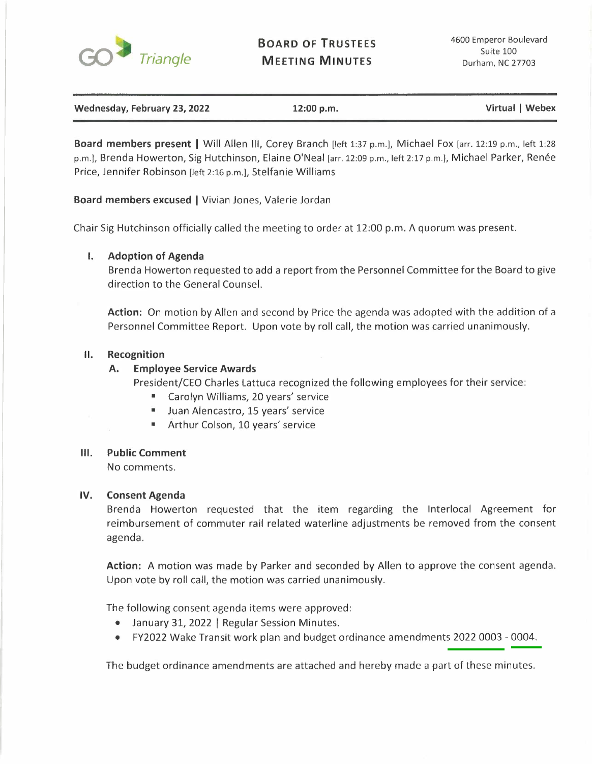GoTriangle

**BOARD OF TRUSTEES MEETING MINUTES**

4600 Emperor Boulevard
Suite 100
Durham, NC 27703

**Wednesday, February 23, 2022** | **12:00 p.m.** | **Virtual | Webex**

**Board members present |** Will Allen III, Corey Branch [left 1:37 p.m.], Michael Fox [arr. 12:19 p.m., left 1:28 p.m.], Brenda Howerton, Sig Hutchinson, Elaine O'Neal [arr. 12:09 p.m., left 2:17 p.m.], Michael Parker, Renée Price, Jennifer Robinson [left 2:16 p.m.], Stelfanie Williams

**Board members excused |** Vivian Jones, Valerie Jordan

Chair Sig Hutchinson officially called the meeting to order at 12:00 p.m. A quorum was present.

## I. Adoption of Agenda

Brenda Howerton requested to add a report from the Personnel Committee for the Board to give direction to the General Counsel.

**Action:** On motion by Allen and second by Price the agenda was adopted with the addition of a Personnel Committee Report. Upon vote by roll call, the motion was carried unanimously.

## II. Recognition

### A. Employee Service Awards

President/CEO Charles Lattuca recognized the following employees for their service:

- Carolyn Williams, 20 years' service
- Juan Alencastro, 15 years' service
- Arthur Colson, 10 years' service

## III. Public Comment

No comments.

## IV. Consent Agenda

Brenda Howerton requested that the item regarding the Interlocal Agreement for reimbursement of commuter rail related waterline adjustments be removed from the consent agenda.

**Action:** A motion was made by Parker and seconded by Allen to approve the consent agenda. Upon vote by roll call, the motion was carried unanimously.

The following consent agenda items were approved:

- January 31, 2022 | Regular Session Minutes.
- FY2022 Wake Transit work plan and budget ordinance amendments 2022 0003 - 0004.

The budget ordinance amendments are attached and hereby made a part of these minutes.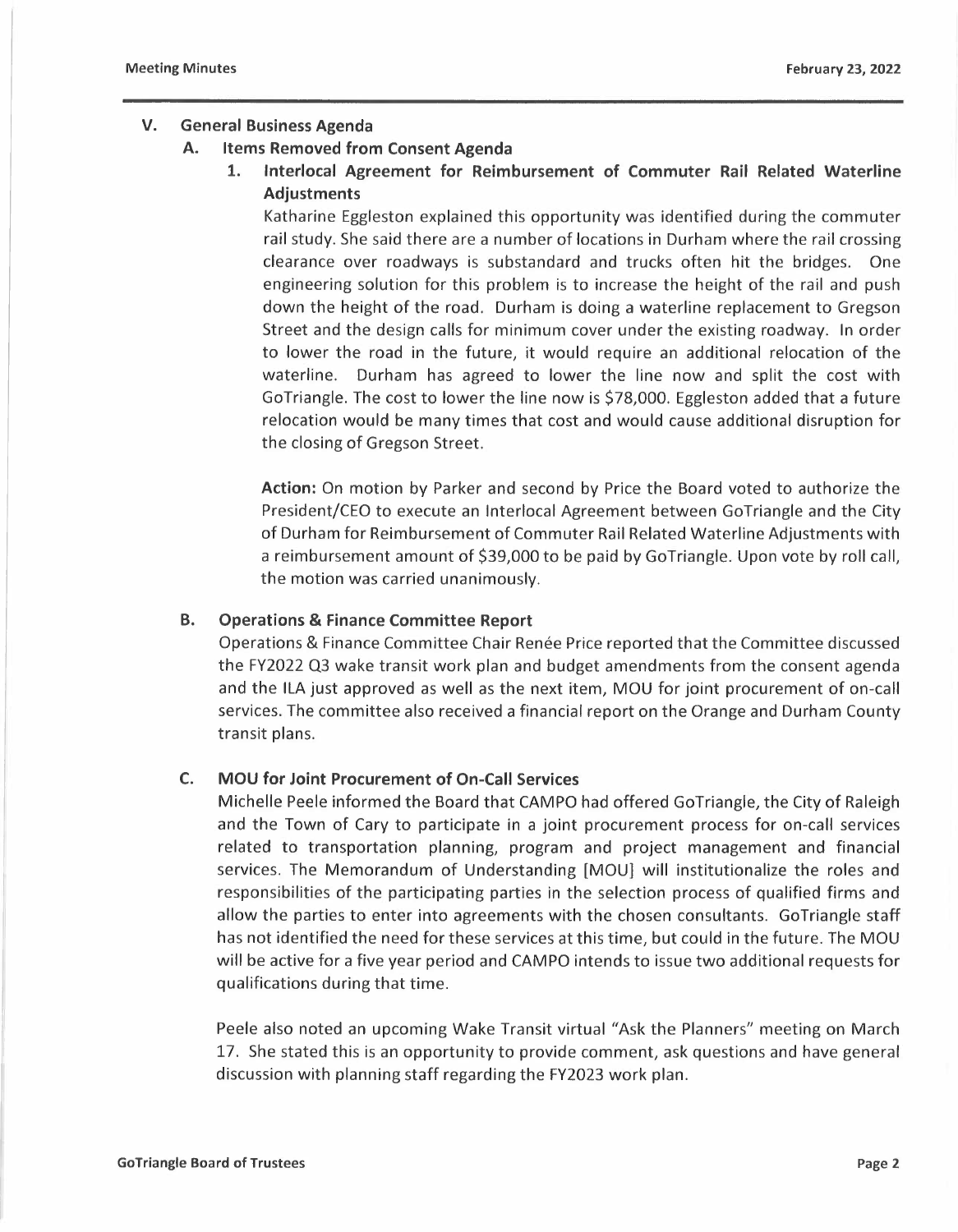## V. General Business Agenda

### A. Items Removed from Consent Agenda

#### 1. Interlocal Agreement for Reimbursement of Commuter Rail Related Waterline Adjustments

Katharine Eggleston explained this opportunity was identified during the commuter rail study. She said there are a number of locations in Durham where the rail crossing clearance over roadways is substandard and trucks often hit the bridges. One engineering solution for this problem is to increase the height of the rail and push down the height of the road. Durham is doing a waterline replacement to Gregson Street and the design calls for minimum cover under the existing roadway. In order to lower the road in the future, it would require an additional relocation of the waterline. Durham has agreed to lower the line now and split the cost with GoTriangle. The cost to lower the line now is $78,000. Eggleston added that a future relocation would be many times that cost and would cause additional disruption for the closing of Gregson Street.

**Action:** On motion by Parker and second by Price the Board voted to authorize the President/CEO to execute an Interlocal Agreement between GoTriangle and the City of Durham for Reimbursement of Commuter Rail Related Waterline Adjustments with a reimbursement amount of $39,000 to be paid by GoTriangle. Upon vote by roll call, the motion was carried unanimously.

### B. Operations & Finance Committee Report

Operations & Finance Committee Chair Renée Price reported that the Committee discussed the FY2022 Q3 wake transit work plan and budget amendments from the consent agenda and the ILA just approved as well as the next item, MOU for joint procurement of on-call services. The committee also received a financial report on the Orange and Durham County transit plans.

### C. MOU for Joint Procurement of On-Call Services

Michelle Peele informed the Board that CAMPO had offered GoTriangle, the City of Raleigh and the Town of Cary to participate in a joint procurement process for on-call services related to transportation planning, program and project management and financial services. The Memorandum of Understanding [MOU] will institutionalize the roles and responsibilities of the participating parties in the selection process of qualified firms and allow the parties to enter into agreements with the chosen consultants. GoTriangle staff has not identified the need for these services at this time, but could in the future. The MOU will be active for a five year period and CAMPO intends to issue two additional requests for qualifications during that time.

Peele also noted an upcoming Wake Transit virtual "Ask the Planners" meeting on March 17. She stated this is an opportunity to provide comment, ask questions and have general discussion with planning staff regarding the FY2023 work plan.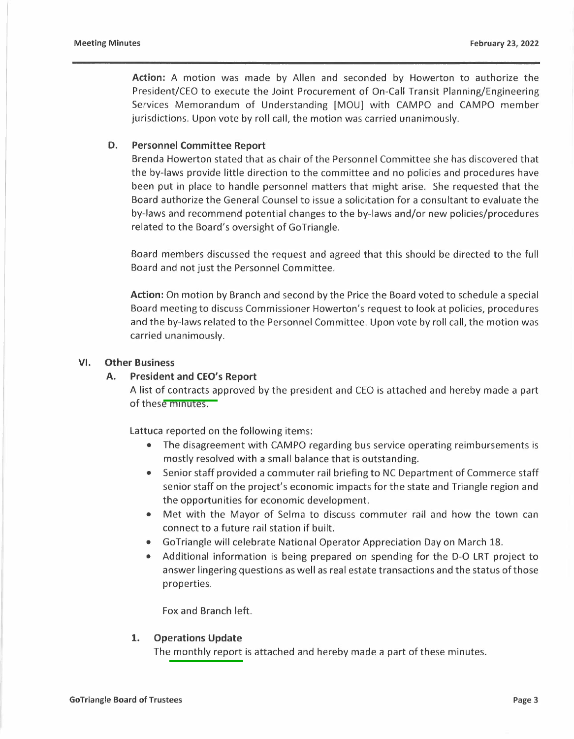**Action:** A motion was made by Allen and seconded by Howerton to authorize the President/CEO to execute the Joint Procurement of On-Call Transit Planning/Engineering Services Memorandum of Understanding [MOU] with CAMPO and CAMPO member jurisdictions. Upon vote by roll call, the motion was carried unanimously.

### D. Personnel Committee Report

Brenda Howerton stated that as chair of the Personnel Committee she has discovered that the by-laws provide little direction to the committee and no policies and procedures have been put in place to handle personnel matters that might arise. She requested that the Board authorize the General Counsel to issue a solicitation for a consultant to evaluate the by-laws and recommend potential changes to the by-laws and/or new policies/procedures related to the Board's oversight of GoTriangle.

Board members discussed the request and agreed that this should be directed to the full Board and not just the Personnel Committee.

**Action:** On motion by Branch and second by the Price the Board voted to schedule a special Board meeting to discuss Commissioner Howerton's request to look at policies, procedures and the by-laws related to the Personnel Committee. Upon vote by roll call, the motion was carried unanimously.

## VI. Other Business

### A. President and CEO's Report

A list of contracts approved by the president and CEO is attached and hereby made a part of these minutes.

Lattuca reported on the following items:

- The disagreement with CAMPO regarding bus service operating reimbursements is mostly resolved with a small balance that is outstanding.
- Senior staff provided a commuter rail briefing to NC Department of Commerce staff senior staff on the project's economic impacts for the state and Triangle region and the opportunities for economic development.
- Met with the Mayor of Selma to discuss commuter rail and how the town can connect to a future rail station if built.
- GoTriangle will celebrate National Operator Appreciation Day on March 18.
- Additional information is being prepared on spending for the D-O LRT project to answer lingering questions as well as real estate transactions and the status of those properties.

Fox and Branch left.

#### 1. Operations Update

The monthly report is attached and hereby made a part of these minutes.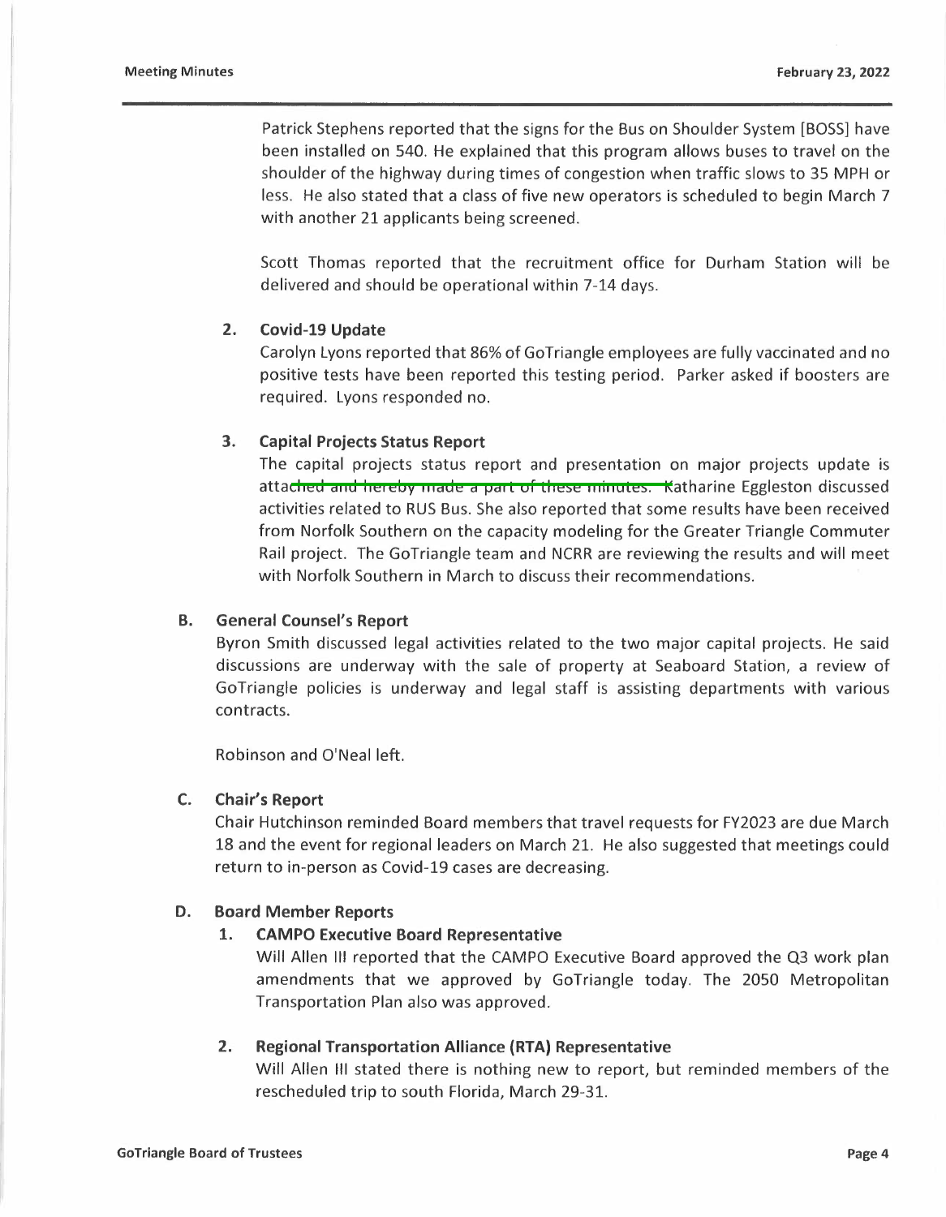Patrick Stephens reported that the signs for the Bus on Shoulder System [BOSS] have been installed on 540. He explained that this program allows buses to travel on the shoulder of the highway during times of congestion when traffic slows to 35 MPH or less. He also stated that a class of five new operators is scheduled to begin March 7 with another 21 applicants being screened.

Scott Thomas reported that the recruitment office for Durham Station will be delivered and should be operational within 7-14 days.

**2. Covid-19 Update**

Carolyn Lyons reported that 86% of GoTriangle employees are fully vaccinated and no positive tests have been reported this testing period. Parker asked if boosters are required. Lyons responded no.

**3. Capital Projects Status Report**

The capital projects status report and presentation on major projects update is attached and hereby made a part of these minutes. Katharine Eggleston discussed activities related to RUS Bus. She also reported that some results have been received from Norfolk Southern on the capacity modeling for the Greater Triangle Commuter Rail project. The GoTriangle team and NCRR are reviewing the results and will meet with Norfolk Southern in March to discuss their recommendations.

## B. General Counsel's Report

Byron Smith discussed legal activities related to the two major capital projects. He said discussions are underway with the sale of property at Seaboard Station, a review of GoTriangle policies is underway and legal staff is assisting departments with various contracts.

Robinson and O'Neal left.

## C. Chair's Report

Chair Hutchinson reminded Board members that travel requests for FY2023 are due March 18 and the event for regional leaders on March 21. He also suggested that meetings could return to in-person as Covid-19 cases are decreasing.

## D. Board Member Reports

**1. CAMPO Executive Board Representative**

Will Allen III reported that the CAMPO Executive Board approved the Q3 work plan amendments that we approved by GoTriangle today. The 2050 Metropolitan Transportation Plan also was approved.

**2. Regional Transportation Alliance (RTA) Representative**

Will Allen III stated there is nothing new to report, but reminded members of the rescheduled trip to south Florida, March 29-31.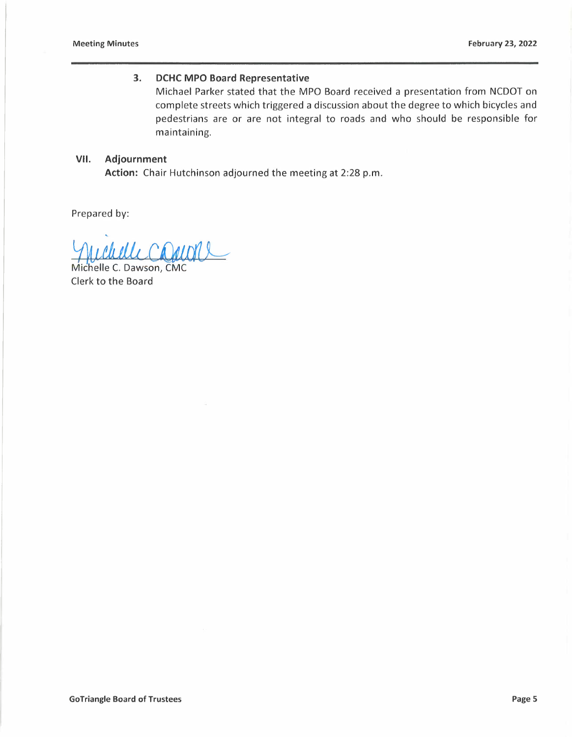**3. DCHC MPO Board Representative**

Michael Parker stated that the MPO Board received a presentation from NCDOT on complete streets which triggered a discussion about the degree to which bicycles and pedestrians are or are not integral to roads and who should be responsible for maintaining.

## VII. Adjournment

**Action:** Chair Hutchinson adjourned the meeting at 2:28 p.m.

Prepared by:

Michelle C. Dawson, CMC
Clerk to the Board